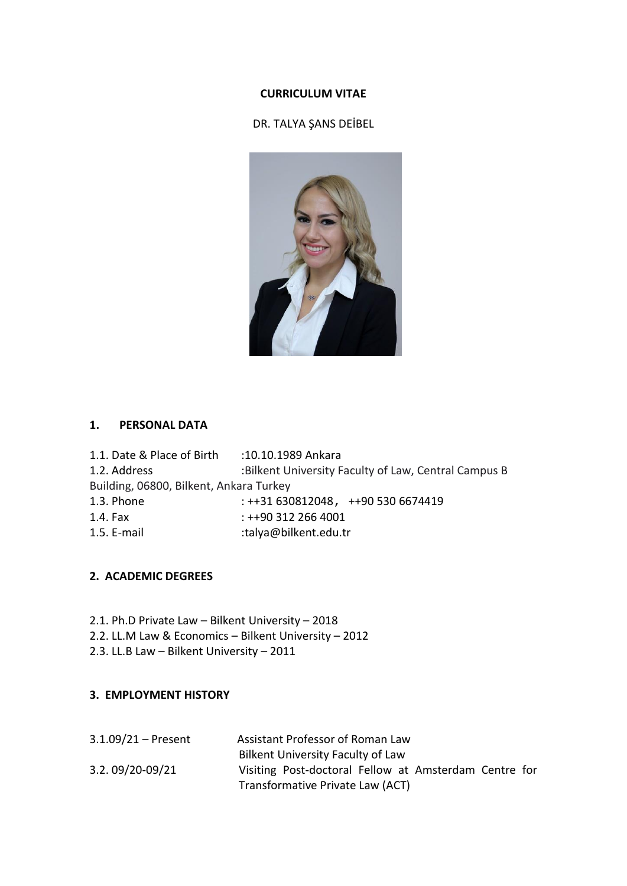**CURRICULUM VITAE**

DR. TALYA ŞANS DEİBEL

## 1. PERSONAL DATA

1.1. Date & Place of Birth :10.10.1989 Ankara
1.2. Address :Bilkent University Faculty of Law, Central Campus B Building, 06800, Bilkent, Ankara Turkey
1.3. Phone : ++31 630812048， ++90 530 6674419
1.4. Fax : ++90 312 266 4001
1.5. E-mail :talya@bilkent.edu.tr

## 2. ACADEMIC DEGREES

2.1. Ph.D Private Law – Bilkent University – 2018
2.2. LL.M Law & Economics – Bilkent University – 2012
2.3. LL.B Law – Bilkent University – 2011

## 3. EMPLOYMENT HISTORY

3.1.09/21 – Present Assistant Professor of Roman Law
Bilkent University Faculty of Law

3.2. 09/20-09/21 Visiting Post-doctoral Fellow at Amsterdam Centre for Transformative Private Law (ACT)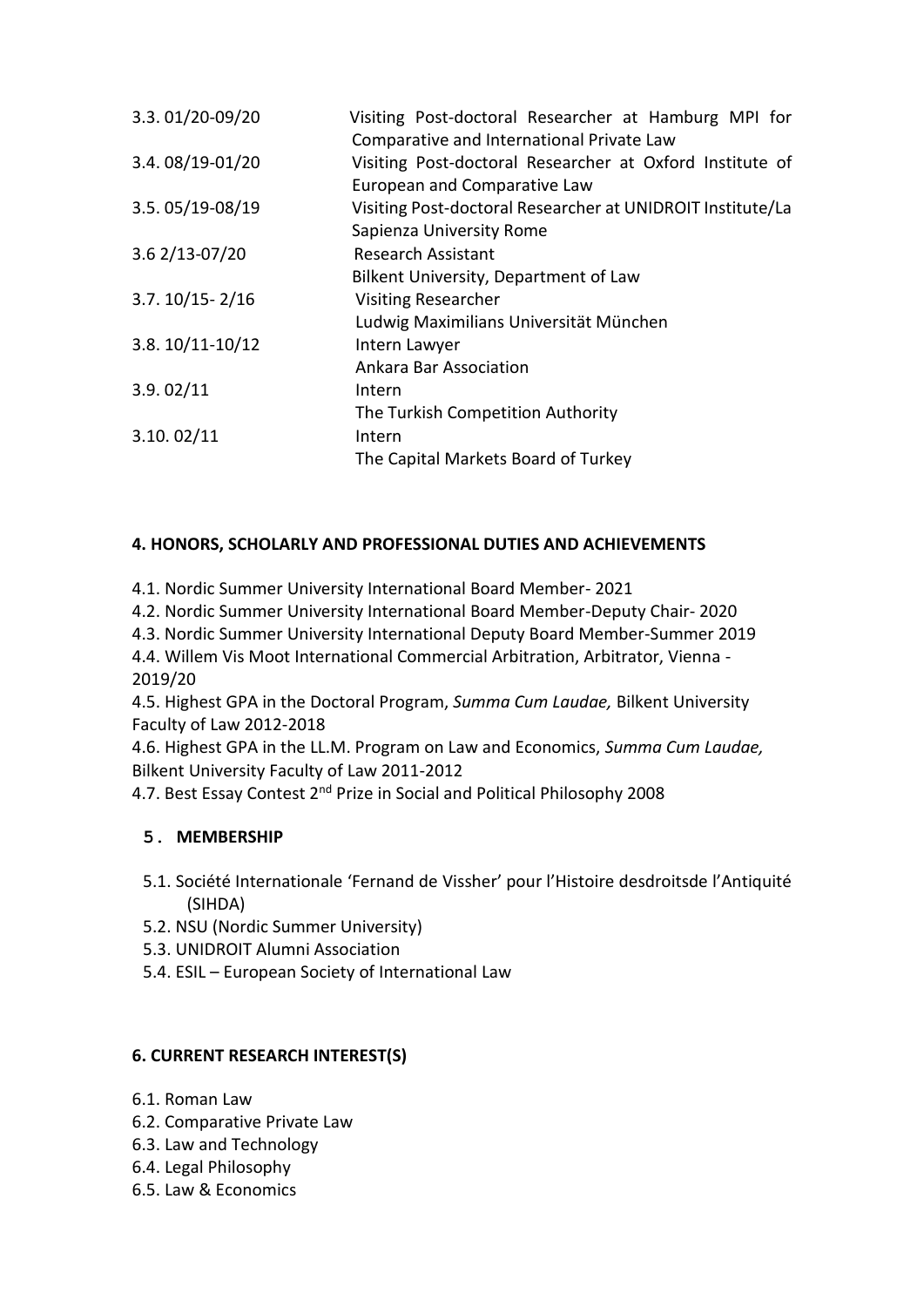3.3. 01/20-09/20 Visiting Post-doctoral Researcher at Hamburg MPI for Comparative and International Private Law

3.4. 08/19-01/20 Visiting Post-doctoral Researcher at Oxford Institute of European and Comparative Law

3.5. 05/19-08/19 Visiting Post-doctoral Researcher at UNIDROIT Institute/La Sapienza University Rome

3.6 2/13-07/20 Research Assistant
Bilkent University, Department of Law

3.7. 10/15- 2/16 Visiting Researcher
Ludwig Maximilians Universität München

3.8. 10/11-10/12 Intern Lawyer
Ankara Bar Association

3.9. 02/11 Intern
The Turkish Competition Authority

3.10. 02/11 Intern
The Capital Markets Board of Turkey

## 4. HONORS, SCHOLARLY AND PROFESSIONAL DUTIES AND ACHIEVEMENTS

4.1. Nordic Summer University International Board Member- 2021

4.2. Nordic Summer University International Board Member-Deputy Chair- 2020

4.3. Nordic Summer University International Deputy Board Member-Summer 2019

4.4. Willem Vis Moot International Commercial Arbitration, Arbitrator, Vienna - 2019/20

4.5. Highest GPA in the Doctoral Program, *Summa Cum Laudae,* Bilkent University Faculty of Law 2012-2018

4.6. Highest GPA in the LL.M. Program on Law and Economics, *Summa Cum Laudae,* Bilkent University Faculty of Law 2011-2012

4.7. Best Essay Contest 2nd Prize in Social and Political Philosophy 2008

## 5. MEMBERSHIP

5.1. Société Internationale 'Fernand de Vissher' pour l'Histoire desdroitsde l'Antiquité (SIHDA)

5.2. NSU (Nordic Summer University)

5.3. UNIDROIT Alumni Association

5.4. ESIL – European Society of International Law

## 6. CURRENT RESEARCH INTEREST(S)

6.1. Roman Law

6.2. Comparative Private Law

6.3. Law and Technology

6.4. Legal Philosophy

6.5. Law & Economics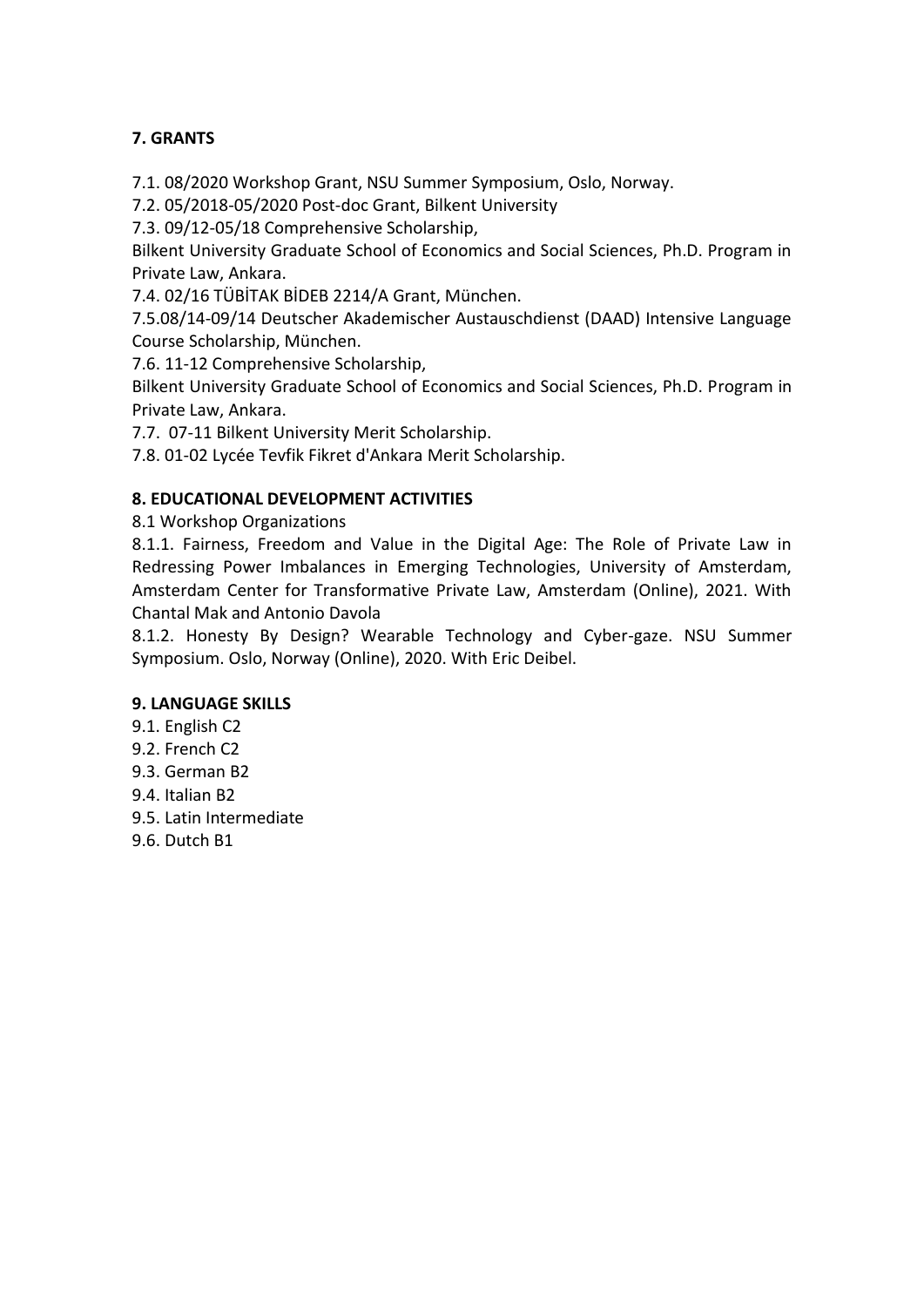### 7. GRANTS

7.1. 08/2020 Workshop Grant, NSU Summer Symposium, Oslo, Norway.

7.2. 05/2018-05/2020 Post-doc Grant, Bilkent University

7.3. 09/12-05/18 Comprehensive Scholarship,
Bilkent University Graduate School of Economics and Social Sciences, Ph.D. Program in Private Law, Ankara.

7.4. 02/16 TÜBİTAK BİDEB 2214/A Grant, München.

7.5.08/14-09/14 Deutscher Akademischer Austauschdienst (DAAD) Intensive Language Course Scholarship, München.

7.6. 11-12 Comprehensive Scholarship,
Bilkent University Graduate School of Economics and Social Sciences, Ph.D. Program in Private Law, Ankara.

7.7. 07-11 Bilkent University Merit Scholarship.

7.8. 01-02 Lycée Tevfik Fikret d'Ankara Merit Scholarship.

### 8. EDUCATIONAL DEVELOPMENT ACTIVITIES

8.1 Workshop Organizations

8.1.1. Fairness, Freedom and Value in the Digital Age: The Role of Private Law in Redressing Power Imbalances in Emerging Technologies, University of Amsterdam, Amsterdam Center for Transformative Private Law, Amsterdam (Online), 2021. With Chantal Mak and Antonio Davola

8.1.2. Honesty By Design? Wearable Technology and Cyber-gaze. NSU Summer Symposium. Oslo, Norway (Online), 2020. With Eric Deibel.

### 9. LANGUAGE SKILLS

9.1. English C2
9.2. French C2
9.3. German B2
9.4. Italian B2
9.5. Latin Intermediate
9.6. Dutch B1